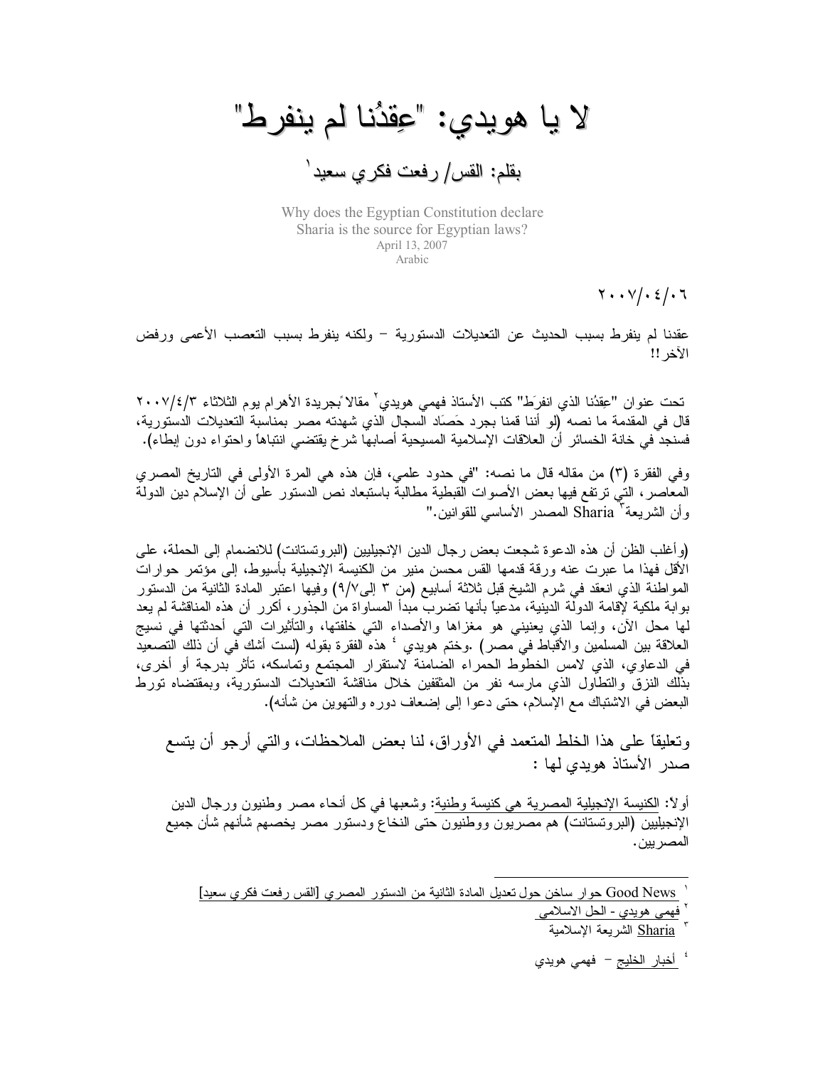# لا يا هويدي: "عِقدُنا لم ينفرط"

## بقلم: القس/ رفعت فكري سعيد[1]

Why does the Egyptian Constitution declare
Sharia is the source for Egyptian laws?
April 13, 2007
Arabic

٢٠٠٧/٠٤/٠٦

عقدنا لم ينفرط بسبب الحديث عن التعديلات الدستورية – ولكنه ينفرط بسبب التعصب الأعمى ورفض الآخر !!

تحت عنوان "عِقدُنا الذي انفرَط" كتب الأستاذ فهمي هويدي[2] مقالاً بجريدة الأهرام يوم الثلاثاء ٢٠٠٧/٤/٣ قال في المقدمة ما نصه (لو أننا قمنا بجرد حَصَاد السجال الذي شهدته مصر بمناسبة التعديلات الدستورية، فسنجد في خانة الخسائر أن العلاقات الإسلامية المسيحية أصابها شرخ يقتضي انتباهاً واحتواء دون إبطاء).

وفي الفقرة (٣) من مقاله قال ما نصه: "في حدود علمي، فإن هذه هي المرة الأولى في التاريخ المصري المعاصر، التي ترتفع فيها بعض الأصوات القبطية مطالبة باستبعاد نص الدستور على أن الإسلام دين الدولة وأن الشريعة[3] Sharia المصدر الأساسي للقوانين."

(وأغلب الظن أن هذه الدعوة شجعت بعض رجال الدين الإنجيليين (البروتستانت) للانضمام إلى الحملة، على الأقل فهذا ما عبرت عنه ورقة قدمها القس محسن منير من الكنيسة الإنجيلية بأسيوط، إلى مؤتمر حوارات المواطنة الذي انعقد في شرم الشيخ قبل ثلاثة أسابيع (من ٣ إلى٩/٧) وفيها اعتبر المادة الثانية من الدستور بوابة ملكية لإقامة الدولة الدينية، مدعياً بأنها تضرب مبدأ المساواة من الجذور، أكرر أن هذه المناقشة لم يعد لها محل الآن، وإنما الذي يعنيني هو مغزاها والأصداء التي خلفتها، والتأثيرات التي أحدثتها في نسيج العلاقة بين المسلمين والأقباط في مصر) .وختم هويدي[4] هذه الفقرة بقوله (لست أشك في أن ذلك التصعيد في الدعاوي، الذي لامس الخطوط الحمراء الضامنة لاستقرار المجتمع وتماسكه، تأثر بدرجة أو أخرى، بذلك النزق والتطاول الذي مارسه نفر من المثقفين خلال مناقشة التعديلات الدستورية، وبمقتضاه تورط البعض في الاشتباك مع الإسلام، حتى دعوا إلى إضعاف دوره والتهوين من شأنه).

وتعليقاً على هذا الخلط المتعمد في الأوراق، لنا بعض الملاحظات، والتي أرجو أن يتسع صدر الأستاذ هويدي لها :

أولا: الكنيسة الإنجيلية المصرية هي كنيسة وطنية: وشعبها في كل أنحاء مصر وطنيون ورجال الدين الإنجيليين (البروتستانت) هم مصريون ووطنيون حتى النخاع ودستور مصر يخصهم شأنهم شأن جميع المصريين.

---

[1] Good News حوار ساخن حول تعديل المادة الثانية من الدستور المصري [القس رفعت فكري سعيد]

[2] فهمي هويدي - الحل الاسلامي

[3] Sharia الشريعة الإسلامية

[4] أخبار الخليج – فهمي هويدي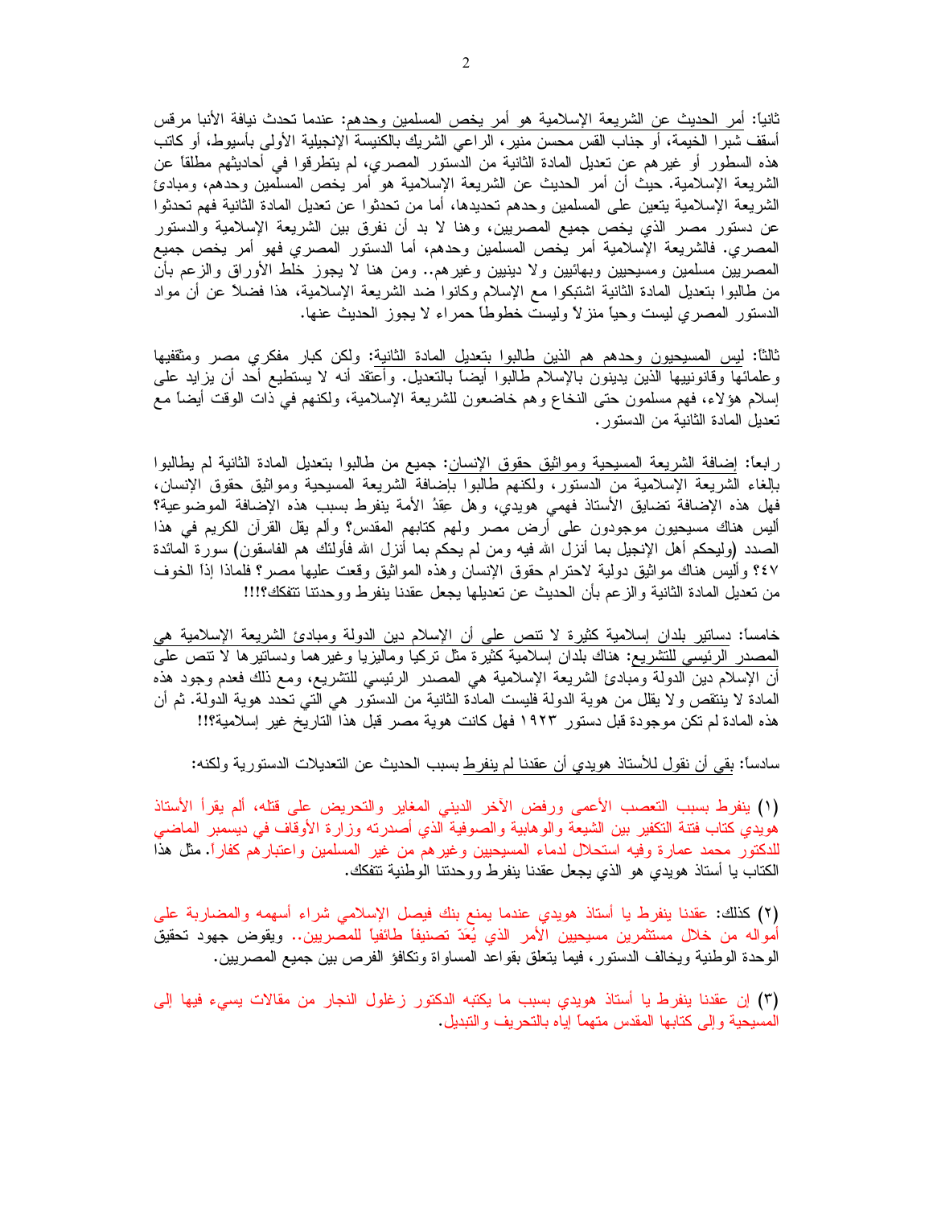ثانياً: أمر الحديث عن الشريعة الإسلامية هو أمر يخص المسلمين وحدهم: عندما تحدث نيافة الأنبا مرقس أسقف شبرا الخيمة، أو جناب القس محسن منير، الراعي الشريك بالكنيسة الإنجيلية الأولى بأسيوط، أو كاتب هذه السطور أو غيرهم عن تعديل المادة الثانية من الدستور المصري، لم يتطرقوا في أحاديثهم مطلقاً عن الشريعة الإسلامية. حيث أن أمر الحديث عن الشريعة الإسلامية هو أمر يخص المسلمين وحدهم، ومبادئ الشريعة الإسلامية يتعين على المسلمين وحدهم تحديدها، أما من تحدثوا عن تعديل المادة الثانية فهم تحدثوا عن دستور مصر الذي يخص جميع المصريين، وهنا لا بد أن نفرق بين الشريعة الإسلامية والدستور المصري. فالشريعة الإسلامية أمر يخص المسلمين وحدهم، أما الدستور المصري فهو أمر يخص جميع المصريين مسلمين ومسيحيين وبهائيين ولا دينيين وغيرهم.. ومن هنا لا يجوز خلط الأوراق والزعم بأن من طالبوا بتعديل المادة الثانية اشتبكوا مع الإسلام وكانوا ضد الشريعة الإسلامية، هذا فضلاً عن أن مواد الدستور المصري ليست وحياً منزلاً وليست خطوطاً حمراء لا يجوز الحديث عنها.

ثالثاً: ليس المسيحيون وحدهم هم الذين طالبوا بتعديل المادة الثانية: ولكن كبار مفكري مصر ومثقفيها وعلمائها وقانونييها الذين يدينون بالإسلام طالبوا أيضاً بالتعديل. وأعتقد أنه لا يستطيع أحد أن يزايد على إسلام هؤلاء، فهم مسلمون حتى النخاع وهم خاضعون للشريعة الإسلامية، ولكنهم في ذات الوقت أيضاً مع تعديل المادة الثانية من الدستور.

رابعاً: إضافة الشريعة المسيحية ومواثيق حقوق الإنسان: جميع من طالبوا بتعديل المادة الثانية لم يطالبوا بإلغاء الشريعة الإسلامية من الدستور، ولكنهم طالبوا بإضافة الشريعة المسيحية ومواثيق حقوق الإنسان، فهل هذه الإضافة تضايق الأستاذ فهمي هويدي، وهل عقدُ الأمة ينفرط بسبب هذه الإضافة الموضوعية؟ أليس هناك مسيحيون موجودون على أرض مصر ولهم كتابهم المقدس؟ وألم يقل القرآن الكريم في هذا الصدد (وليحكم أهل الإنجيل بما أنزل الله فيه ومن لم يحكم بما أنزل الله فأولئك هم الفاسقون) سورة المائدة ٤٧؟ وأليس هناك مواثيق دولية لاحترام حقوق الإنسان وهذه المواثيق وقعت عليها مصر؟ فلماذا إذاً الخوف من تعديل المادة الثانية والزعم بأن الحديث عن تعديلها يجعل عقدنا ينفرط ووحدتنا تتفكك؟!!!

خامساً: دساتير بلدان إسلامية كثيرة لا تنص على أن الإسلام دين الدولة ومبادئ الشريعة الإسلامية هي المصدر الرئيسي للتشريع: هناك بلدان إسلامية كثيرة مثل تركيا وماليزيا وغيرهما ودساتيرها لا تنص على أن الإسلام دين الدولة ومبادئ الشريعة الإسلامية هي المصدر الرئيسي للتشريع، ومع ذلك فعدم وجود هذه المادة لا ينتقص ولا يقلل من هوية الدولة فليست المادة الثانية من الدستور هي التي تحدد هوية الدولة. ثم أن هذه المادة لم تكن موجودة قبل دستور ١٩٢٣ فهل كانت هوية مصر قبل هذا التاريخ غير إسلامية؟!!

سادساً: بقي أن نقول للأستاذ هويدي أن عقدنا لم ينفرط بسبب الحديث عن التعديلات الدستورية ولكنه:

(١) ينفرط بسبب التعصب الأعمى ورفض الآخر الديني المغاير والتحريض على قتله، ألم يقرأ الأستاذ هويدي كتاب فتنة التكفير بين الشيعة والوهابية والصوفية الذي أصدرته وزارة الأوقاف في ديسمبر الماضي للدكتور محمد عمارة وفيه استحلال لدماء المسيحيين وغيرهم من غير المسلمين واعتبارهم كفاراً. مثل هذا الكتاب يا أستاذ هويدي هو الذي يجعل عقدنا ينفرط ووحدتنا الوطنية تتفكك.

(٢) كذلك: عقدنا ينفرط يا أستاذ هويدي عندما يمنع بنك فيصل الإسلامي شراء أسهمه والمضاربة على أمواله من خلال مستثمرين مسيحيين الأمر الذي يُعَدّ تصنيفاً طائفياً للمصريين.. ويقوض جهود تحقيق الوحدة الوطنية ويخالف الدستور، فيما يتعلق بقواعد المساواة وتكافؤ الفرص بين جميع المصريين.

(٣) إن عقدنا ينفرط يا أستاذ هويدي بسبب ما يكتبه الدكتور زغلول النجار من مقالات يسيء فيها إلى المسيحية وإلى كتابها المقدس متهماً إياه بالتحريف والتبديل.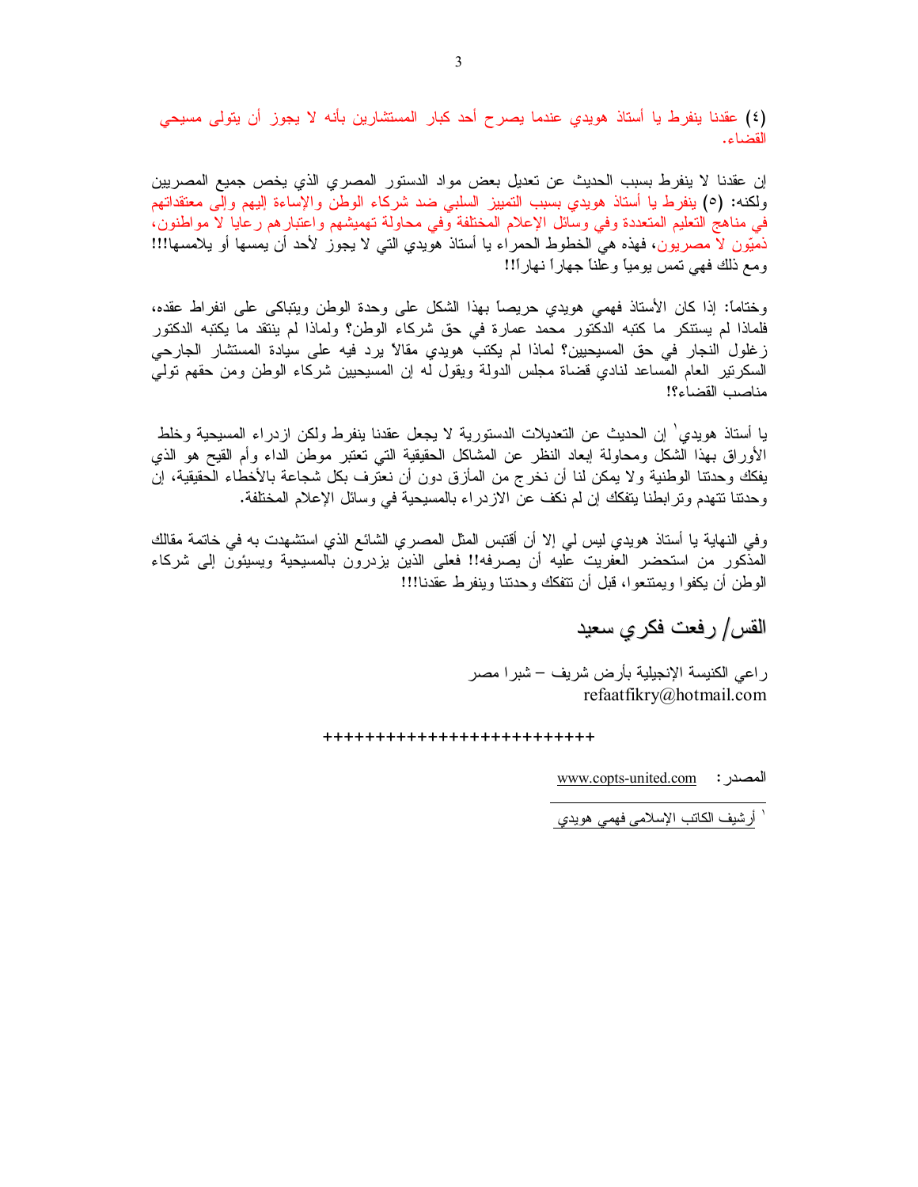(٤) عقدنا ينفرط يا أستاذ هويدي عندما يصرح أحد كبار المستشارين بأنه لا يجوز أن يتولى مسيحي القضاء.

إن عقدنا لا ينفرط بسبب الحديث عن تعديل بعض مواد الدستور المصري الذي يخص جميع المصريين ولكنه: (٥) ينفرط يا أستاذ هويدي بسبب التمييز السلبي ضد شركاء الوطن والإساءة إليهم وإلى معتقداتهم في مناهج التعليم المتعددة وفي وسائل الإعلام المختلفة وفي محاولة تهميشهم واعتبارهم رعايا لا مواطنون، ذميّون لا مصريون، فهذه هي الخطوط الحمراء يا أستاذ هويدي التي لا يجوز لأحد أن يمسها أو يلامسها!!! ومع ذلك فهي تمس يومياً وعلناً جهاراً نهاراً!!

وختاماً: إذا كان الأستاذ فهمي هويدي حريصاً بهذا الشكل على وحدة الوطن ويتباكى على انفراط عقده، فلماذا لم يستنكر ما كتبه الدكتور محمد عمارة في حق شركاء الوطن؟ ولماذا لم ينتقد ما يكتبه الدكتور زغلول النجار في حق المسيحيين؟ لماذا لم يكتب هويدي مقالاً يرد فيه على سيادة المستشار الجارحي السكرتير العام المساعد لنادي قضاة مجلس الدولة ويقول له إن المسيحيين شركاء الوطن ومن حقهم تولي مناصب القضاء؟!

يا أستاذ هويدي[١] إن الحديث عن التعديلات الدستورية لا يجعل عقدنا ينفرط ولكن ازدراء المسيحية وخلط الأوراق بهذا الشكل ومحاولة إبعاد النظر عن المشاكل الحقيقية التي تعتبر موطن الداء وأم القيح هو الذي يفكك وحدتنا الوطنية ولا يمكن لنا أن نخرج من المأزق دون أن نعترف بكل شجاعة بالأخطاء الحقيقية، إن وحدتنا تتهدم وترابطنا يتفكك إن لم نكف عن الازدراء بالمسيحية في وسائل الإعلام المختلفة.

وفي النهاية يا أستاذ هويدي ليس لي إلا أن أقتبس المثل المصري الشائع الذي استشهدت به في خاتمة مقالك المذكور من استحضر العفريت عليه أن يصرفه!! فعلى الذين يزدرون بالمسيحية ويسيئون إلى شركاء الوطن أن يكفوا ويمتنعوا، قبل أن تتفكك وحدتنا وينفرط عقدنا!!!

**القس/ رفعت فكري سعيد**

راعي الكنيسة الإنجيلية بأرض شريف – شبرا مصر
refaatfikry@hotmail.com

+++++++++++++++++++++++++

المصدر : www.copts-united.com

[١] أرشيف الكاتب الإسلامى فهمي هويدي